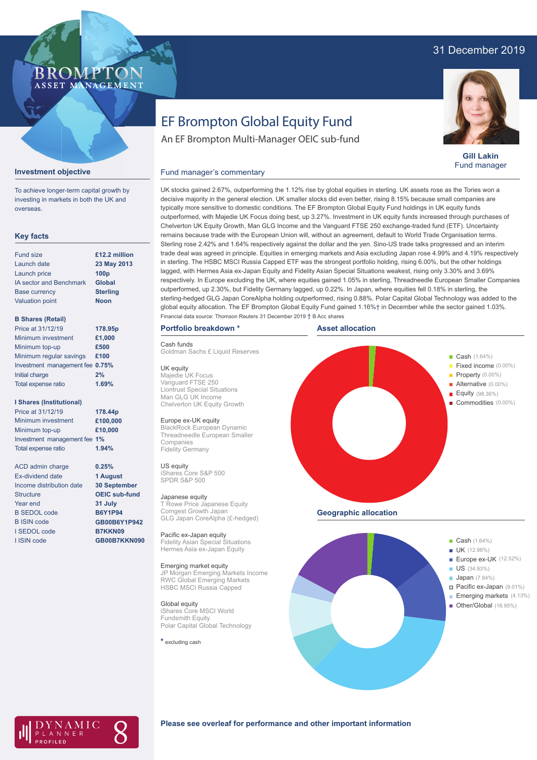31 December 2019

BROMPTON ASSET MANAGEMENT

# EF Brompton Global Equity Fund

An EF Brompton Multi-Manager OEIC sub-fund

**Gill Lakin**
Fund manager

## Investment objective

To achieve longer-term capital growth by investing in markets in both the UK and overseas.

## Key facts

| | |
|---|---|
| Fund size | £12.2 million |
| Launch date | 23 May 2013 |
| Launch price | 100p |
| IA sector and Benchmark | Global |
| Base currency | Sterling |
| Valuation point | Noon |

**B Shares (Retail)**

| | |
|---|---|
| Price at 31/12/19 | 178.95p |
| Minimum investment | £1,000 |
| Minimum top-up | £500 |
| Minimum regular savings | £100 |
| Investment management fee | 0.75% |
| Initial charge | 2% |
| Total expense ratio | 1.69% |

**I Shares (Institutional)**

| | |
|---|---|
| Price at 31/12/19 | 178.44p |
| Minimum investment | £100,000 |
| Minimum top-up | £10,000 |
| Investment management fee | 1% |
| Total expense ratio | 1.94% |

| | |
|---|---|
| ACD admin charge | 0.25% |
| Ex-dividend date | 1 August |
| Income distribution date | 30 September |
| Structure | OEIC sub-fund |
| Year end | 31 July |
| B SEDOL code | B6Y1P94 |
| B ISIN code | GB00B6Y1P942 |
| I SEDOL code | B7KKN09 |
| I ISIN code | GB00B7KKN090 |

## Fund manager's commentary

UK stocks gained 2.67%, outperforming the 1.12% rise by global equities in sterling. UK assets rose as the Tories won a decisive majority in the general election. UK smaller stocks did even better, rising 8.15% because small companies are typically more sensitive to domestic conditions. The EF Brompton Global Equity Fund holdings in UK equity funds outperformed, with Majedie UK Focus doing best, up 3.27%. Investment in UK equity funds increased through purchases of Chelverton UK Equity Growth, Man GLG Income and the Vanguard FTSE 250 exchange-traded fund (ETF). Uncertainty remains because trade with the European Union will, without an agreement, default to World Trade Organisation terms. Sterling rose 2.42% and 1.64% respectively against the dollar and the yen. Sino-US trade talks progressed and an interim trade deal was agreed in principle. Equities in emerging markets and Asia excluding Japan rose 4.99% and 4.19% respectively in sterling. The HSBC MSCI Russia Capped ETF was the strongest portfolio holding, rising 6.00%, but the other holdings lagged, with Hermes Asia ex-Japan Equity and Fidelity Asian Special Situations weakest, rising only 3.30% and 3.69% respectively. In Europe excluding the UK, where equities gained 1.05% in sterling, Threadneedle European Smaller Companies outperformed, up 2.30%, but Fidelity Germany lagged, up 0.22%. In Japan, where equities fell 0.18% in sterling, the sterling-hedged GLG Japan CoreAlpha holding outperformed, rising 0.88%. Polar Capital Global Technology was added to the global equity allocation. The EF Brompton Global Equity Fund gained 1.16%† in December while the sector gained 1.03%.

Financial data source: Thomson Reuters 31 December 2019 † B Acc shares

## Portfolio breakdown *

**Cash funds**
Goldman Sachs £ Liquid Reserves

**UK equity**
Majedie UK Focus
Vanguard FTSE 250
Liontrust Special Situations
Man GLG UK Income
Chelverton UK Equity Growth

**Europe ex-UK equity**
BlackRock European Dynamic
Threadneedle European Smaller Companies
Fidelity Germany

**US equity**
iShares Core S&P 500
SPDR S&P 500

**Japanese equity**
T Rowe Price Japanese Equity
Comgest Growth Japan
GLG Japan CoreAlpha (£-hedged)

**Pacific ex-Japan equity**
Fidelity Asian Special Situations
Hermes Asia ex-Japan Equity

**Emerging market equity**
JP Morgan Emerging Markets Income
RWC Global Emerging Markets
HSBC MSCI Russia Capped

**Global equity**
iShares Core MSCI World
Fundsmith Equity
Polar Capital Global Technology

\* excluding cash

## Asset allocation

- Cash (1.64%)
- Fixed income (0.00%)
- Property (0.00%)
- Alternative (0.00%)
- Equity (98.36%)
- Commodities (0.00%)

## Geographic allocation

- Cash (1.64%)
- UK (12.98%)
- Europe ex-UK (12.52%)
- US (34.93%)
- Japan (7.84%)
- Pacific ex-Japan (9.01%)
- Emerging markets (4.13%)
- Other/Global (16.95%)

DYNAMIC PLANNER PROFILED 8

**Please see overleaf for performance and other important information**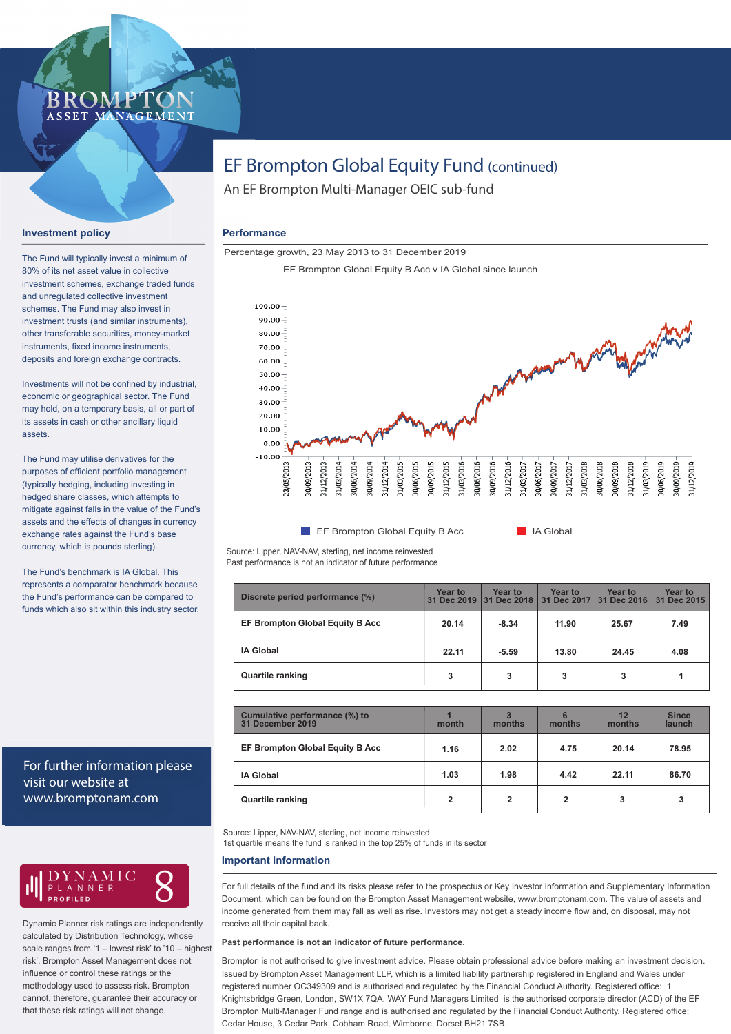BROMPTON
ASSET MANAGEMENT

# EF Brompton Global Equity Fund (continued)

An EF Brompton Multi-Manager OEIC sub-fund

## Investment policy

The Fund will typically invest a minimum of 80% of its net asset value in collective investment schemes, exchange traded funds and unregulated collective investment schemes. The Fund may also invest in investment trusts (and similar instruments), other transferable securities, money-market instruments, fixed income instruments, deposits and foreign exchange contracts.

Investments will not be confined by industrial, economic or geographical sector. The Fund may hold, on a temporary basis, all or part of its assets in cash or other ancillary liquid assets.

The Fund may utilise derivatives for the purposes of efficient portfolio management (typically hedging, including investing in hedged share classes, which attempts to mitigate against falls in the value of the Fund's assets and the effects of changes in currency exchange rates against the Fund's base currency, which is pounds sterling).

The Fund's benchmark is IA Global. This represents a comparator benchmark because the Fund's performance can be compared to funds which also sit within this industry sector.

For further information please visit our website at www.bromptonam.com

DYNAMIC PLANNER PROFILED 8

Dynamic Planner risk ratings are independently calculated by Distribution Technology, whose scale ranges from '1 – lowest risk' to '10 – highest risk'. Brompton Asset Management does not influence or control these ratings or the methodology used to assess risk. Brompton cannot, therefore, guarantee their accuracy or that these risk ratings will not change.

## Performance

Percentage growth, 23 May 2013 to 31 December 2019

EF Brompton Global Equity B Acc v IA Global since launch

100.00
90.00
80.00
70.00
60.00
50.00
40.00
30.00
20.00
10.00
0.00
-10.00

23/05/2013, 30/09/2013, 31/12/2013, 31/03/2014, 30/06/2014, 30/09/2014, 31/12/2014, 31/03/2015, 30/06/2015, 30/09/2015, 31/12/2015, 31/03/2016, 30/06/2016, 30/09/2016, 31/12/2016, 31/03/2017, 30/06/2017, 30/09/2017, 31/12/2017, 31/03/2018, 30/06/2018, 30/09/2018, 31/12/2018, 31/03/2019, 30/06/2019, 30/09/2019, 31/12/2019

EF Brompton Global Equity B Acc
IA Global

Source: Lipper, NAV-NAV, sterling, net income reinvested
Past performance is not an indicator of future performance

| Discrete period performance (%) | Year to 31 Dec 2019 | Year to 31 Dec 2018 | Year to 31 Dec 2017 | Year to 31 Dec 2016 | Year to 31 Dec 2015 |
|---|---|---|---|---|---|
| EF Brompton Global Equity B Acc | 20.14 | -8.34 | 11.90 | 25.67 | 7.49 |
| IA Global | 22.11 | -5.59 | 13.80 | 24.45 | 4.08 |
| Quartile ranking | 3 | 3 | 3 | 3 | 1 |

| Cumulative performance (%) to 31 December 2019 | 1 month | 3 months | 6 months | 12 months | Since launch |
|---|---|---|---|---|---|
| EF Brompton Global Equity B Acc | 1.16 | 2.02 | 4.75 | 20.14 | 78.95 |
| IA Global | 1.03 | 1.98 | 4.42 | 22.11 | 86.70 |
| Quartile ranking | 2 | 2 | 2 | 3 | 3 |

Source: Lipper, NAV-NAV, sterling, net income reinvested
1st quartile means the fund is ranked in the top 25% of funds in its sector

## Important information

For full details of the fund and its risks please refer to the prospectus or Key Investor Information and Supplementary Information Document, which can be found on the Brompton Asset Management website, www.bromptonam.com. The value of assets and income generated from them may fall as well as rise. Investors may not get a steady income flow and, on disposal, may not receive all their capital back.

**Past performance is not an indicator of future performance.**

Brompton is not authorised to give investment advice. Please obtain professional advice before making an investment decision. Issued by Brompton Asset Management LLP, which is a limited liability partnership registered in England and Wales under registered number OC349309 and is authorised and regulated by the Financial Conduct Authority. Registered office: 1 Knightsbridge Green, London, SW1X 7QA. WAY Fund Managers Limited is the authorised corporate director (ACD) of the EF Brompton Multi-Manager Fund range and is authorised and regulated by the Financial Conduct Authority. Registered office: Cedar House, 3 Cedar Park, Cobham Road, Wimborne, Dorset BH21 7SB.